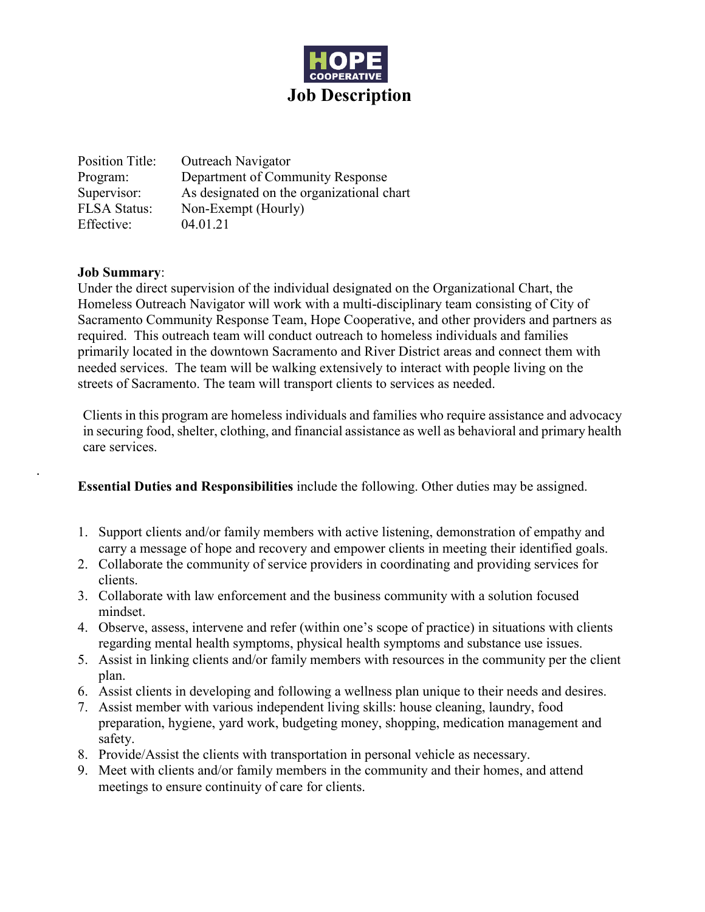HOPE COOPERATIVE

# Job Description

| | |
|---|---|
| Position Title: | Outreach Navigator |
| Program: | Department of Community Response |
| Supervisor: | As designated on the organizational chart |
| FLSA Status: | Non-Exempt (Hourly) |
| Effective: | 04.01.21 |

**Job Summary**:
Under the direct supervision of the individual designated on the Organizational Chart, the Homeless Outreach Navigator will work with a multi-disciplinary team consisting of City of Sacramento Community Response Team, Hope Cooperative, and other providers and partners as required. This outreach team will conduct outreach to homeless individuals and families primarily located in the downtown Sacramento and River District areas and connect them with needed services. The team will be walking extensively to interact with people living on the streets of Sacramento. The team will transport clients to services as needed.

Clients in this program are homeless individuals and families who require assistance and advocacy in securing food, shelter, clothing, and financial assistance as well as behavioral and primary health care services.

**Essential Duties and Responsibilities** include the following. Other duties may be assigned.

1. Support clients and/or family members with active listening, demonstration of empathy and carry a message of hope and recovery and empower clients in meeting their identified goals.
2. Collaborate the community of service providers in coordinating and providing services for clients.
3. Collaborate with law enforcement and the business community with a solution focused mindset.
4. Observe, assess, intervene and refer (within one's scope of practice) in situations with clients regarding mental health symptoms, physical health symptoms and substance use issues.
5. Assist in linking clients and/or family members with resources in the community per the client plan.
6. Assist clients in developing and following a wellness plan unique to their needs and desires.
7. Assist member with various independent living skills: house cleaning, laundry, food preparation, hygiene, yard work, budgeting money, shopping, medication management and safety.
8. Provide/Assist the clients with transportation in personal vehicle as necessary.
9. Meet with clients and/or family members in the community and their homes, and attend meetings to ensure continuity of care for clients.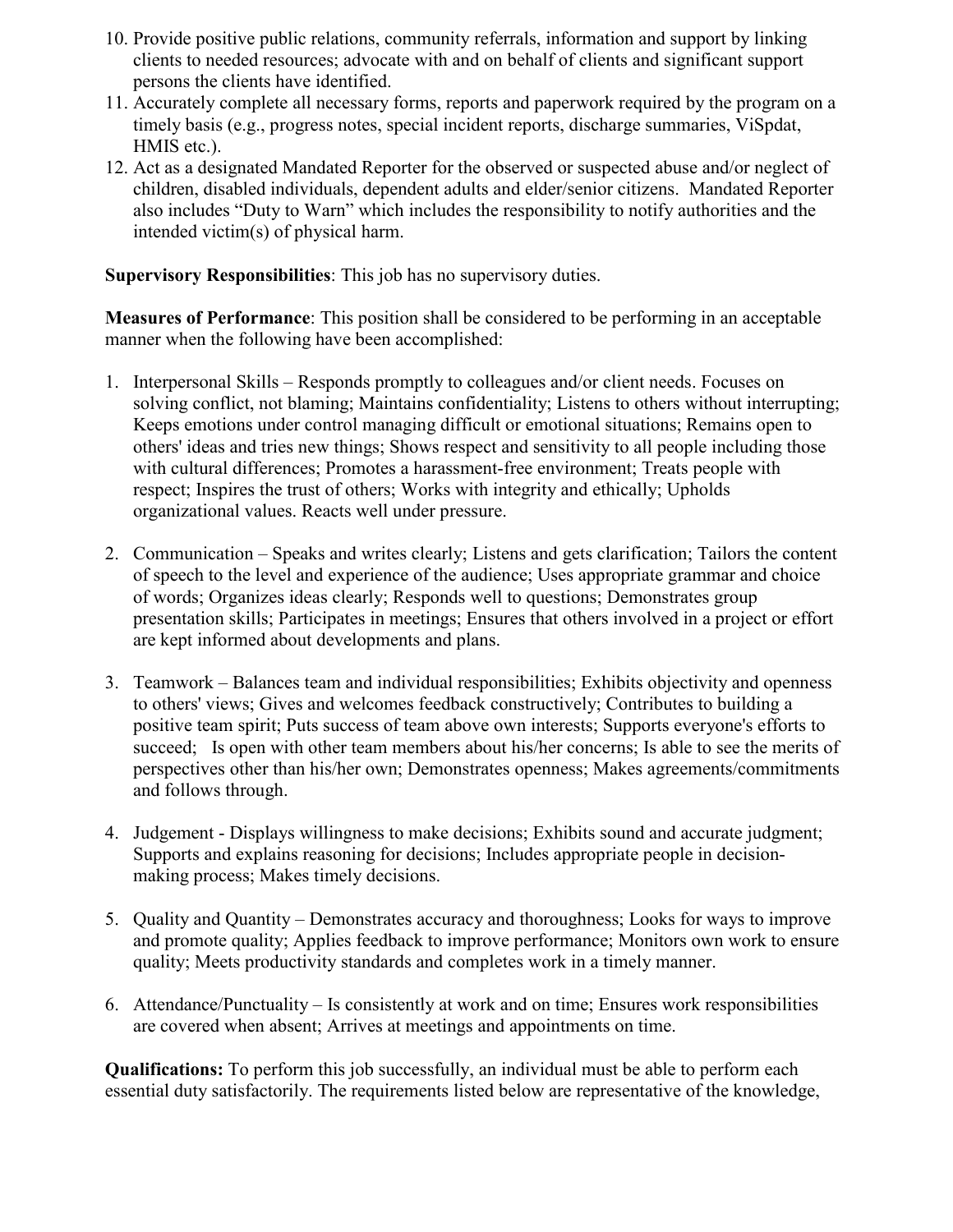10. Provide positive public relations, community referrals, information and support by linking clients to needed resources; advocate with and on behalf of clients and significant support persons the clients have identified.
11. Accurately complete all necessary forms, reports and paperwork required by the program on a timely basis (e.g., progress notes, special incident reports, discharge summaries, ViSpdat, HMIS etc.).
12. Act as a designated Mandated Reporter for the observed or suspected abuse and/or neglect of children, disabled individuals, dependent adults and elder/senior citizens. Mandated Reporter also includes "Duty to Warn" which includes the responsibility to notify authorities and the intended victim(s) of physical harm.

**Supervisory Responsibilities**: This job has no supervisory duties.

**Measures of Performance**: This position shall be considered to be performing in an acceptable manner when the following have been accomplished:

1. Interpersonal Skills – Responds promptly to colleagues and/or client needs. Focuses on solving conflict, not blaming; Maintains confidentiality; Listens to others without interrupting; Keeps emotions under control managing difficult or emotional situations; Remains open to others' ideas and tries new things; Shows respect and sensitivity to all people including those with cultural differences; Promotes a harassment-free environment; Treats people with respect; Inspires the trust of others; Works with integrity and ethically; Upholds organizational values. Reacts well under pressure.

2. Communication – Speaks and writes clearly; Listens and gets clarification; Tailors the content of speech to the level and experience of the audience; Uses appropriate grammar and choice of words; Organizes ideas clearly; Responds well to questions; Demonstrates group presentation skills; Participates in meetings; Ensures that others involved in a project or effort are kept informed about developments and plans.

3. Teamwork – Balances team and individual responsibilities; Exhibits objectivity and openness to others' views; Gives and welcomes feedback constructively; Contributes to building a positive team spirit; Puts success of team above own interests; Supports everyone's efforts to succeed; Is open with other team members about his/her concerns; Is able to see the merits of perspectives other than his/her own; Demonstrates openness; Makes agreements/commitments and follows through.

4. Judgement - Displays willingness to make decisions; Exhibits sound and accurate judgment; Supports and explains reasoning for decisions; Includes appropriate people in decision-making process; Makes timely decisions.

5. Quality and Quantity – Demonstrates accuracy and thoroughness; Looks for ways to improve and promote quality; Applies feedback to improve performance; Monitors own work to ensure quality; Meets productivity standards and completes work in a timely manner.

6. Attendance/Punctuality – Is consistently at work and on time; Ensures work responsibilities are covered when absent; Arrives at meetings and appointments on time.

**Qualifications:** To perform this job successfully, an individual must be able to perform each essential duty satisfactorily. The requirements listed below are representative of the knowledge,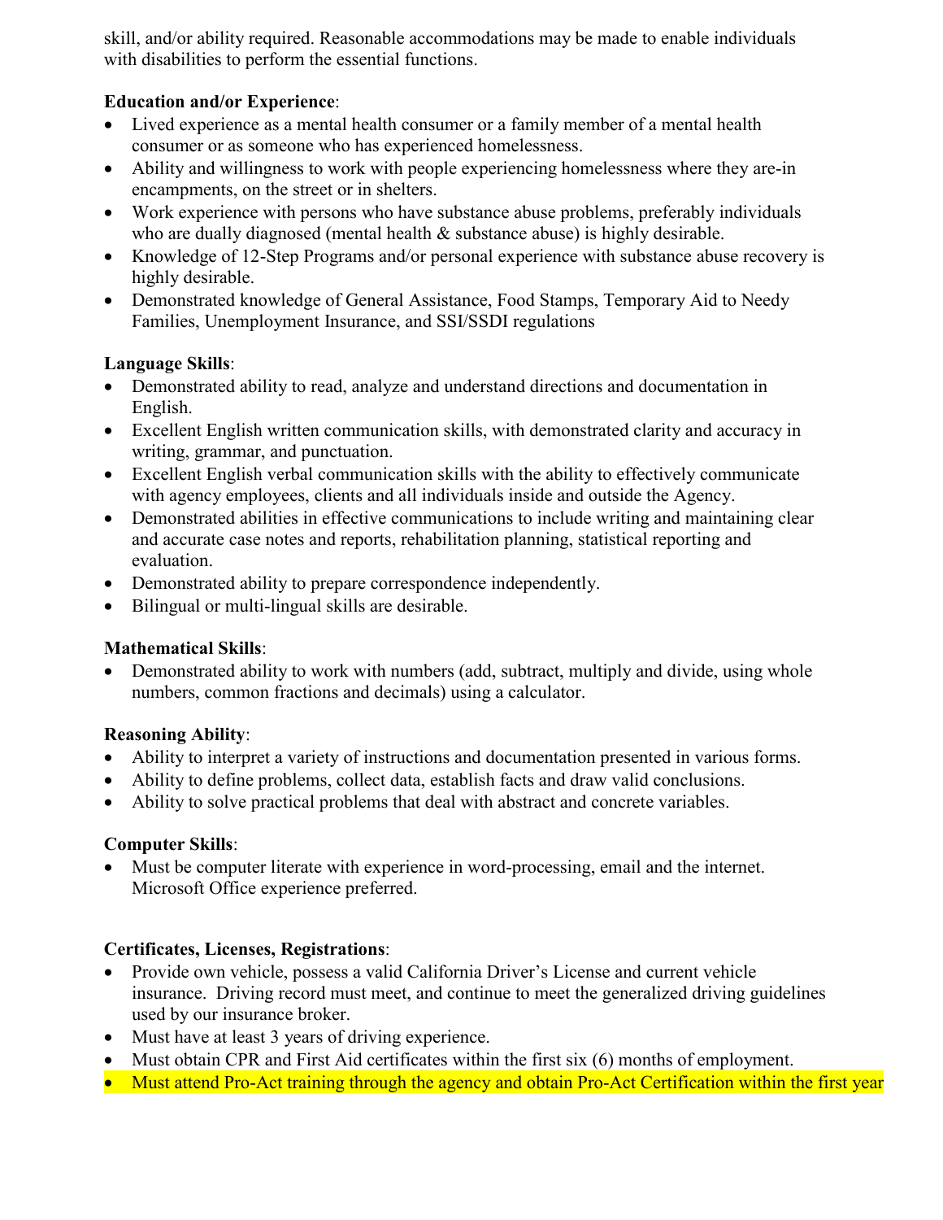skill, and/or ability required. Reasonable accommodations may be made to enable individuals with disabilities to perform the essential functions.

**Education and/or Experience**:

- Lived experience as a mental health consumer or a family member of a mental health consumer or as someone who has experienced homelessness.
- Ability and willingness to work with people experiencing homelessness where they are-in encampments, on the street or in shelters.
- Work experience with persons who have substance abuse problems, preferably individuals who are dually diagnosed (mental health & substance abuse) is highly desirable.
- Knowledge of 12-Step Programs and/or personal experience with substance abuse recovery is highly desirable.
- Demonstrated knowledge of General Assistance, Food Stamps, Temporary Aid to Needy Families, Unemployment Insurance, and SSI/SSDI regulations

**Language Skills**:

- Demonstrated ability to read, analyze and understand directions and documentation in English.
- Excellent English written communication skills, with demonstrated clarity and accuracy in writing, grammar, and punctuation.
- Excellent English verbal communication skills with the ability to effectively communicate with agency employees, clients and all individuals inside and outside the Agency.
- Demonstrated abilities in effective communications to include writing and maintaining clear and accurate case notes and reports, rehabilitation planning, statistical reporting and evaluation.
- Demonstrated ability to prepare correspondence independently.
- Bilingual or multi-lingual skills are desirable.

**Mathematical Skills**:

- Demonstrated ability to work with numbers (add, subtract, multiply and divide, using whole numbers, common fractions and decimals) using a calculator.

**Reasoning Ability**:

- Ability to interpret a variety of instructions and documentation presented in various forms.
- Ability to define problems, collect data, establish facts and draw valid conclusions.
- Ability to solve practical problems that deal with abstract and concrete variables.

**Computer Skills**:

- Must be computer literate with experience in word-processing, email and the internet. Microsoft Office experience preferred.

**Certificates, Licenses, Registrations**:

- Provide own vehicle, possess a valid California Driver's License and current vehicle insurance. Driving record must meet, and continue to meet the generalized driving guidelines used by our insurance broker.
- Must have at least 3 years of driving experience.
- Must obtain CPR and First Aid certificates within the first six (6) months of employment.
- Must attend Pro-Act training through the agency and obtain Pro-Act Certification within the first year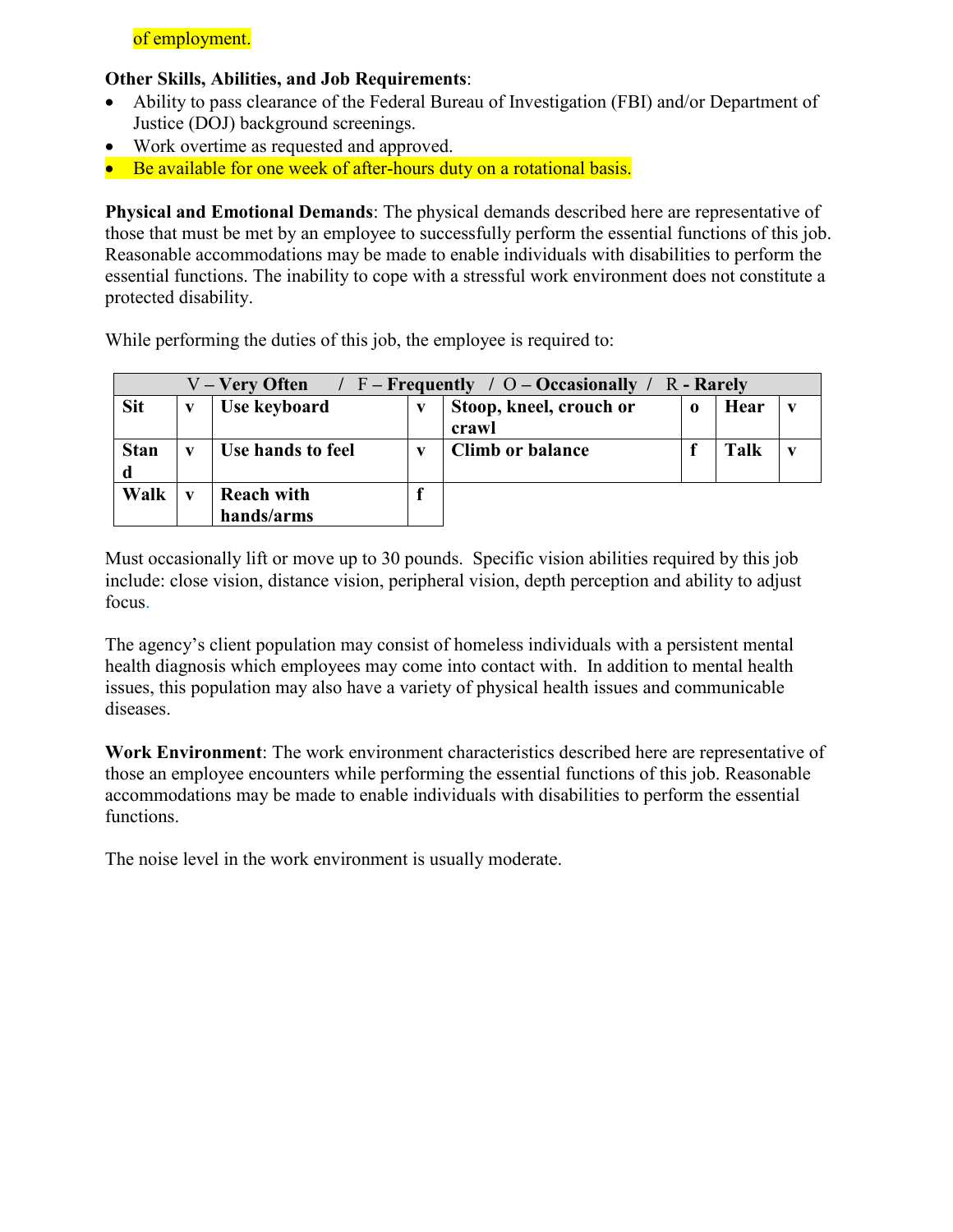of employment.

**Other Skills, Abilities, and Job Requirements**:

- Ability to pass clearance of the Federal Bureau of Investigation (FBI) and/or Department of Justice (DOJ) background screenings.
- Work overtime as requested and approved.
- Be available for one week of after-hours duty on a rotational basis.

**Physical and Emotional Demands**: The physical demands described here are representative of those that must be met by an employee to successfully perform the essential functions of this job. Reasonable accommodations may be made to enable individuals with disabilities to perform the essential functions. The inability to cope with a stressful work environment does not constitute a protected disability.

While performing the duties of this job, the employee is required to:

| V – Very Often / F – Frequently / O – Occasionally / R - Rarely | | | | | | | |
|---|---|---|---|---|---|---|---|
| **Sit** | **v** | **Use keyboard** | **v** | **Stoop, kneel, crouch or crawl** | **o** | **Hear** | **v** |
| **Stand** | **v** | **Use hands to feel** | **v** | **Climb or balance** | **f** | **Talk** | **v** |
| **Walk** | **v** | **Reach with hands/arms** | **f** | | | | |

Must occasionally lift or move up to 30 pounds. Specific vision abilities required by this job include: close vision, distance vision, peripheral vision, depth perception and ability to adjust focus.

The agency's client population may consist of homeless individuals with a persistent mental health diagnosis which employees may come into contact with. In addition to mental health issues, this population may also have a variety of physical health issues and communicable diseases.

**Work Environment**: The work environment characteristics described here are representative of those an employee encounters while performing the essential functions of this job. Reasonable accommodations may be made to enable individuals with disabilities to perform the essential functions.

The noise level in the work environment is usually moderate.